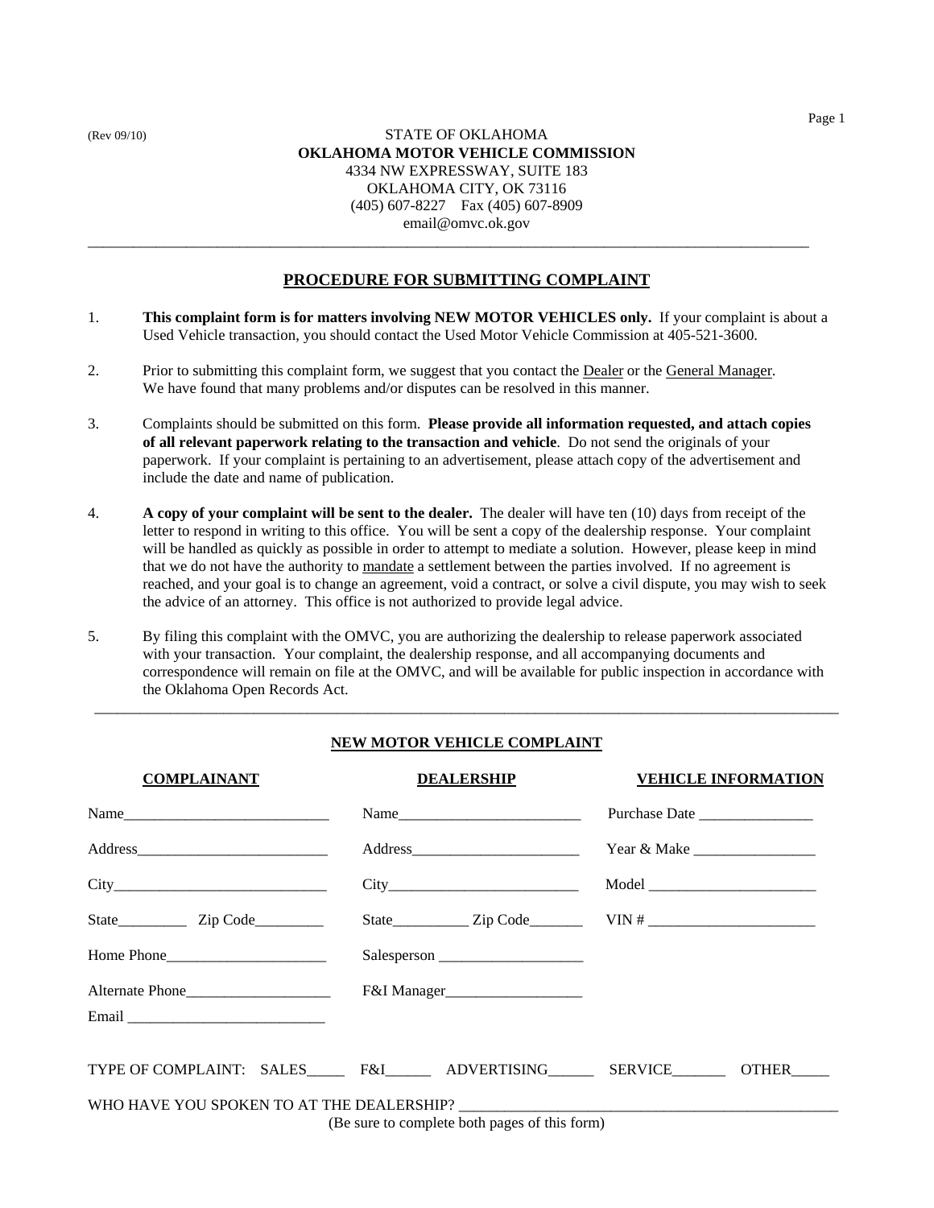(Rev 09/10)

STATE OF OKLAHOMA
**OKLAHOMA MOTOR VEHICLE COMMISSION**
4334 NW EXPRESSWAY, SUITE 183
OKLAHOMA CITY, OK 73116
(405) 607-8227 Fax (405) 607-8909
email@omvc.ok.gov

---

## PROCEDURE FOR SUBMITTING COMPLAINT

1. **This complaint form is for matters involving NEW MOTOR VEHICLES only.** If your complaint is about a Used Vehicle transaction, you should contact the Used Motor Vehicle Commission at 405-521-3600.

2. Prior to submitting this complaint form, we suggest that you contact the Dealer or the General Manager. We have found that many problems and/or disputes can be resolved in this manner.

3. Complaints should be submitted on this form. **Please provide all information requested, and attach copies of all relevant paperwork relating to the transaction and vehicle**. Do not send the originals of your paperwork. If your complaint is pertaining to an advertisement, please attach copy of the advertisement and include the date and name of publication.

4. **A copy of your complaint will be sent to the dealer.** The dealer will have ten (10) days from receipt of the letter to respond in writing to this office. You will be sent a copy of the dealership response. Your complaint will be handled as quickly as possible in order to attempt to mediate a solution. However, please keep in mind that we do not have the authority to mandate a settlement between the parties involved. If no agreement is reached, and your goal is to change an agreement, void a contract, or solve a civil dispute, you may wish to seek the advice of an attorney. This office is not authorized to provide legal advice.

5. By filing this complaint with the OMVC, you are authorizing the dealership to release paperwork associated with your transaction. Your complaint, the dealership response, and all accompanying documents and correspondence will remain on file at the OMVC, and will be available for public inspection in accordance with the Oklahoma Open Records Act.

---

## NEW MOTOR VEHICLE COMPLAINT

| COMPLAINANT | DEALERSHIP | VEHICLE INFORMATION |
|---|---|---|
| Name___________________________ | Name________________________ | Purchase Date _______________ |
| Address_________________________ | Address______________________ | Year & Make ________________ |
| City____________________________ | City_________________________ | Model ______________________ |
| State_________ Zip Code_________ | State__________ Zip Code_______ | VIN # ______________________ |
| Home Phone_____________________ | Salesperson ___________________ | |
| Alternate Phone__________________ | F&I Manager__________________ | |
| Email __________________________ | | |

TYPE OF COMPLAINT: SALES_____ F&I______ ADVERTISING______ SERVICE_______ OTHER_____

WHO HAVE YOU SPOKEN TO AT THE DEALERSHIP? ___________________________________________________

(Be sure to complete both pages of this form)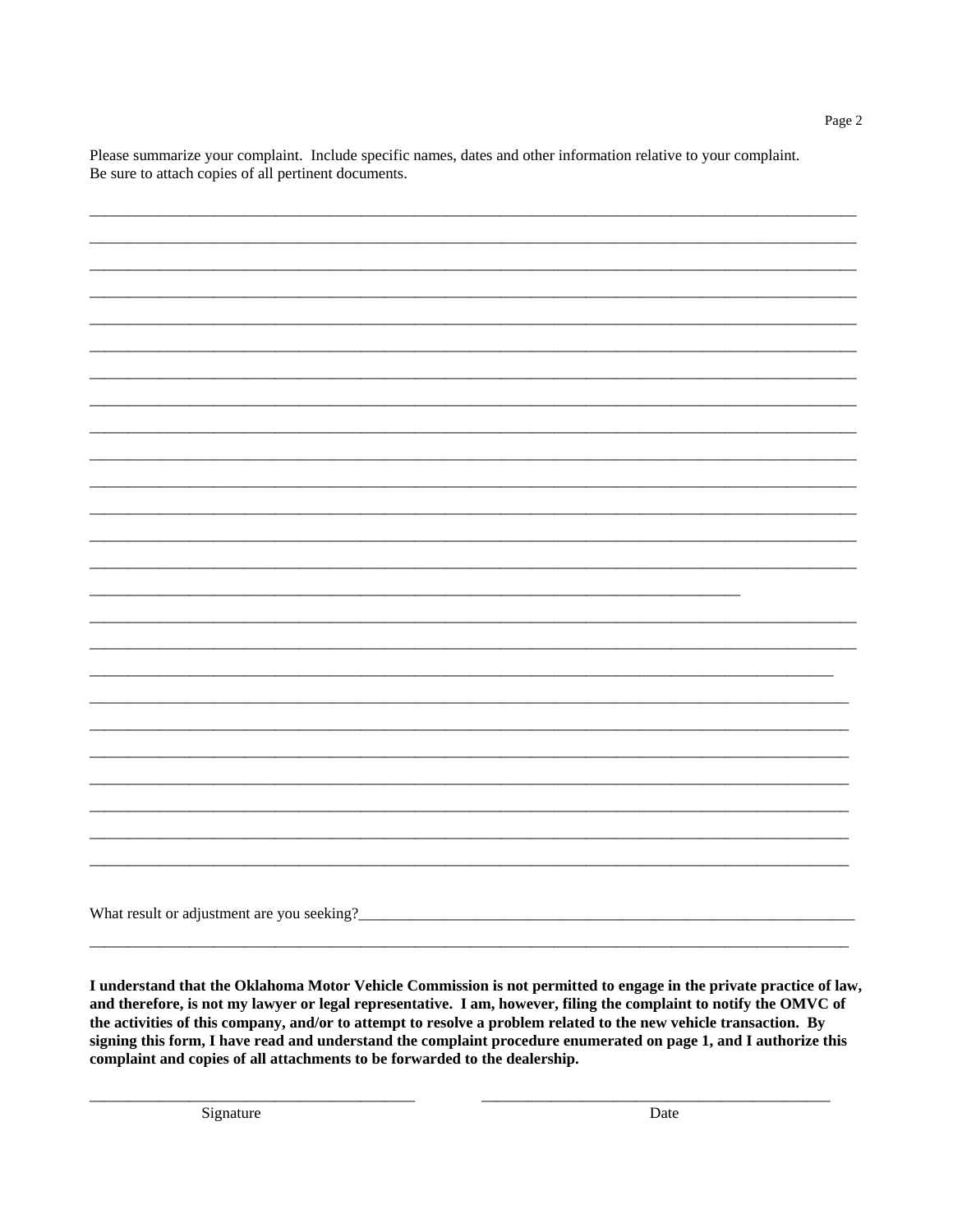Please summarize your complaint. Include specific names, dates and other information relative to your complaint. Be sure to attach copies of all pertinent documents.

______________________________________________________________________________

______________________________________________________________________________

______________________________________________________________________________

______________________________________________________________________________

______________________________________________________________________________

______________________________________________________________________________

______________________________________________________________________________

______________________________________________________________________________

______________________________________________________________________________

______________________________________________________________________________

______________________________________________________________________________

______________________________________________________________________________

______________________________________________________________________________

______________________________________________________________________________

______________________________________________________________________

______________________________________________________________________________

______________________________________________________________________________

______________________________________________________________________________

______________________________________________________________________________

______________________________________________________________________________

______________________________________________________________________________

______________________________________________________________________________

______________________________________________________________________________

______________________________________________________________________________

______________________________________________________________________________

What result or adjustment are you seeking?____________________________________________

______________________________________________________________________________

**I understand that the Oklahoma Motor Vehicle Commission is not permitted to engage in the private practice of law, and therefore, is not my lawyer or legal representative. I am, however, filing the complaint to notify the OMVC of the activities of this company, and/or to attempt to resolve a problem related to the new vehicle transaction. By signing this form, I have read and understand the complaint procedure enumerated on page 1, and I authorize this complaint and copies of all attachments to be forwarded to the dealership.**

________________________________________ ________________________________________

Signature Date